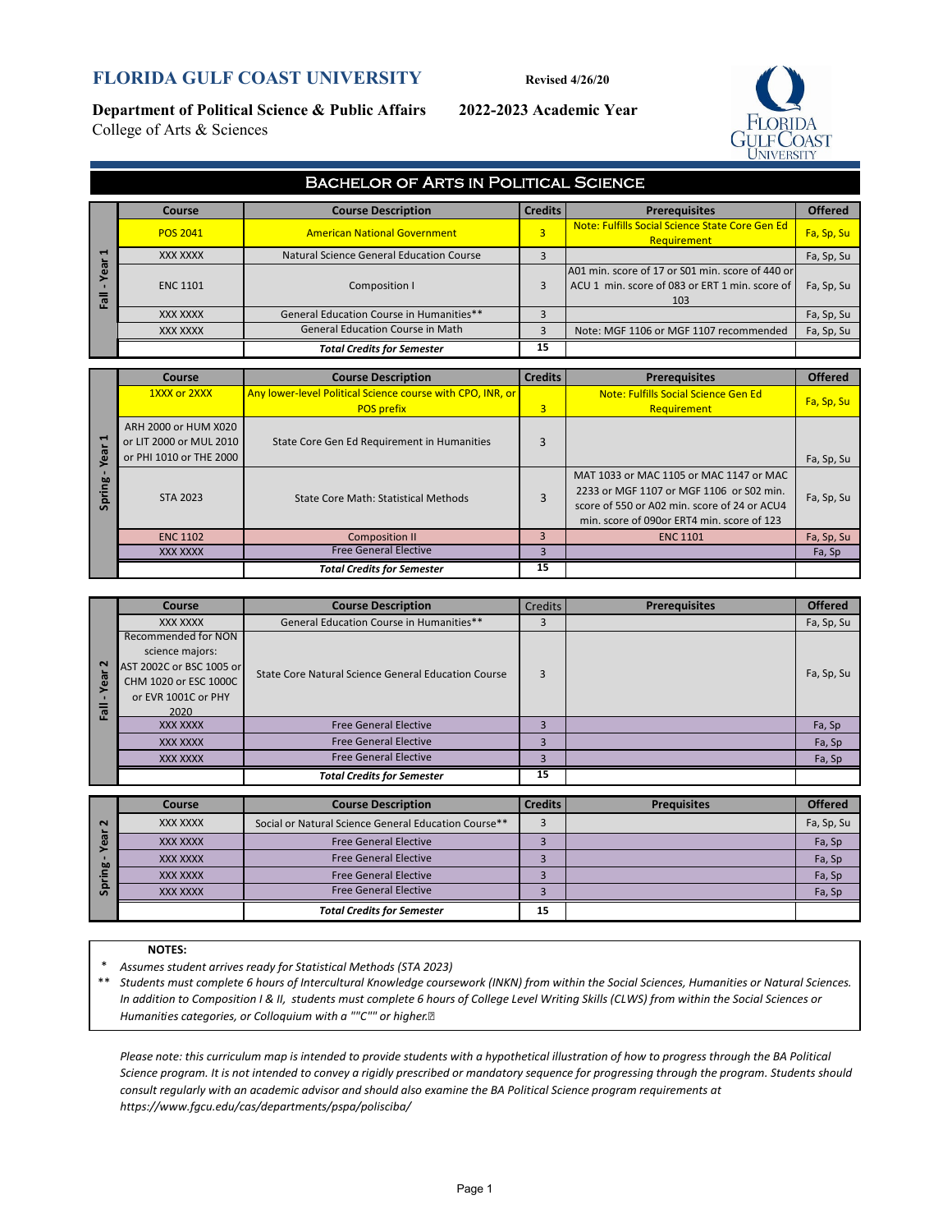# FLORIDA GULF COAST UNIVERSITY

**Revised 4/26/20**

**Department of Political Science & Public Affairs** **2022-2023 Academic Year**

College of Arts & Sciences

## Bachelor of Arts in Political Science

| Fall - Year 1 | Course | Course Description | Credits | Prerequisites | Offered |
|---|---|---|---|---|---|
| | POS 2041 | American National Government | 3 | Note: Fulfills Social Science State Core Gen Ed Requirement | Fa, Sp, Su |
| | XXX XXXX | Natural Science General Education Course | 3 | | Fa, Sp, Su |
| | ENC 1101 | Composition I | 3 | A01 min. score of 17 or S01 min. score of 440 or ACU 1 min. score of 083 or ERT 1 min. score of 103 | Fa, Sp, Su |
| | XXX XXXX | General Education Course in Humanities** | 3 | | Fa, Sp, Su |
| | XXX XXXX | General Education Course in Math | 3 | Note: MGF 1106 or MGF 1107 recommended | Fa, Sp, Su |
| | | ***Total Credits for Semester*** | 15 | | |

| Spring - Year 1 | Course | Course Description | Credits | Prerequisites | Offered |
|---|---|---|---|---|---|
| | 1XXX or 2XXX | Any lower-level Political Science course with CPO, INR, or POS prefix | 3 | Note: Fulfills Social Science State Core Gen Ed Requirement | Fa, Sp, Su |
| | ARH 2000 or HUM X020 or LIT 2000 or MUL 2010 or PHI 1010 or THE 2000 | State Core Gen Ed Requirement in Humanities | 3 | | Fa, Sp, Su |
| | STA 2023 | State Core Math: Statistical Methods | 3 | MAT 1033 or MAC 1105 or MAC 1147 or MAC 2233 or MGF 1107 or MGF 1106 or S02 min. score of 550 or A02 min. score of 24 or ACU4 min. score of 090or ERT4 min. score of 123 | Fa, Sp, Su |
| | ENC 1102 | Composition II | 3 | ENC 1101 | Fa, Sp, Su |
| | XXX XXXX | Free General Elective | 3 | | Fa, Sp |
| | | ***Total Credits for Semester*** | 15 | | |

| Fall - Year 2 | Course | Course Description | Credits | Prerequisites | Offered |
|---|---|---|---|---|---|
| | XXX XXXX | General Education Course in Humanities** | 3 | | Fa, Sp, Su |
| | Recommended for NON science majors: AST 2002C or BSC 1005 or CHM 1020 or ESC 1000C or EVR 1001C or PHY 2020 | State Core Natural Science General Education Course | 3 | | Fa, Sp, Su |
| | XXX XXXX | Free General Elective | 3 | | Fa, Sp |
| | XXX XXXX | Free General Elective | 3 | | Fa, Sp |
| | XXX XXXX | Free General Elective | 3 | | Fa, Sp |
| | | ***Total Credits for Semester*** | 15 | | |

| Spring - Year 2 | Course | Course Description | Credits | Prequisites | Offered |
|---|---|---|---|---|---|
| | XXX XXXX | Social or Natural Science General Education Course** | 3 | | Fa, Sp, Su |
| | XXX XXXX | Free General Elective | 3 | | Fa, Sp |
| | XXX XXXX | Free General Elective | 3 | | Fa, Sp |
| | XXX XXXX | Free General Elective | 3 | | Fa, Sp |
| | XXX XXXX | Free General Elective | 3 | | Fa, Sp |
| | | ***Total Credits for Semester*** | 15 | | |

**NOTES:**

\* *Assumes student arrives ready for Statistical Methods (STA 2023)*

\*\* *Students must complete 6 hours of Intercultural Knowledge coursework (INKN) from within the Social Sciences, Humanities or Natural Sciences. In addition to Composition I & II, students must complete 6 hours of College Level Writing Skills (CLWS) from within the Social Sciences or Humanities categories, or Colloquium with a ""C"" or higher.*

*Please note: this curriculum map is intended to provide students with a hypothetical illustration of how to progress through the BA Political Science program. It is not intended to convey a rigidly prescribed or mandatory sequence for progressing through the program. Students should consult regularly with an academic advisor and should also examine the BA Political Science program requirements at https://www.fgcu.edu/cas/departments/pspa/polisciba/*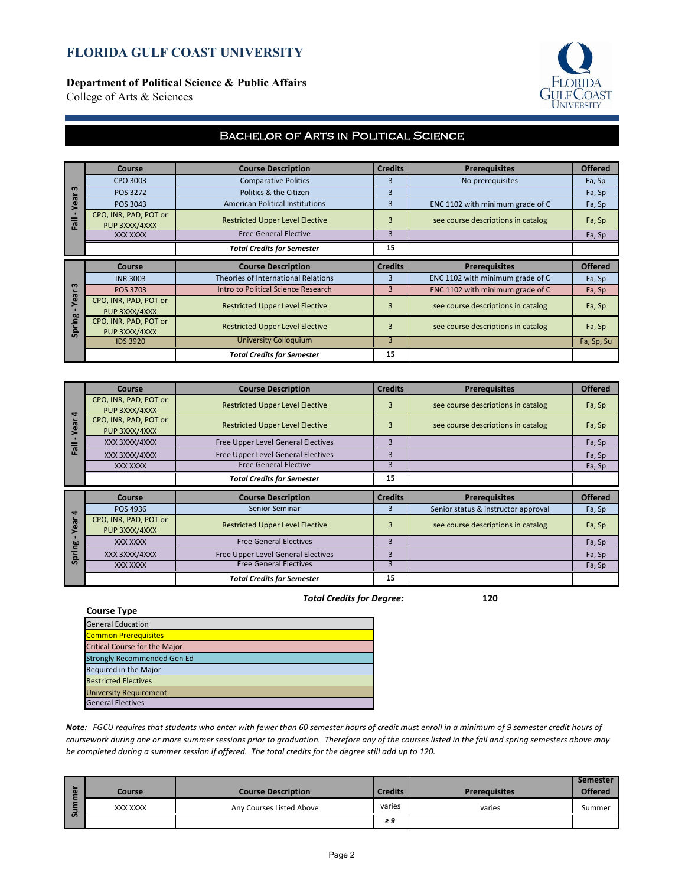# FLORIDA GULF COAST UNIVERSITY

**Department of Political Science & Public Affairs**
College of Arts & Sciences

## Bachelor of Arts in Political Science

| | Course | Course Description | Credits | Prerequisites | Offered |
|---|---|---|---|---|---|
| Fall - Year 3 | CPO 3003 | Comparative Politics | 3 | No prerequisites | Fa, Sp |
| | POS 3272 | Politics & the Citizen | 3 | | Fa, Sp |
| | POS 3043 | American Political Institutions | 3 | ENC 1102 with minimum grade of C | Fa, Sp |
| | CPO, INR, PAD, POT or PUP 3XXX/4XXX | Restricted Upper Level Elective | 3 | see course descriptions in catalog | Fa, Sp |
| | XXX XXXX | Free General Elective | 3 | | Fa, Sp |
| | | ***Total Credits for Semester*** | **15** | | |

| | Course | Course Description | Credits | Prerequisites | Offered |
|---|---|---|---|---|---|
| Spring - Year 3 | INR 3003 | Theories of International Relations | 3 | ENC 1102 with minimum grade of C | Fa, Sp |
| | POS 3703 | Intro to Political Science Research | 3 | ENC 1102 with minimum grade of C | Fa, Sp |
| | CPO, INR, PAD, POT or PUP 3XXX/4XXX | Restricted Upper Level Elective | 3 | see course descriptions in catalog | Fa, Sp |
| | CPO, INR, PAD, POT or PUP 3XXX/4XXX | Restricted Upper Level Elective | 3 | see course descriptions in catalog | Fa, Sp |
| | IDS 3920 | University Colloquium | 3 | | Fa, Sp, Su |
| | | ***Total Credits for Semester*** | **15** | | |

| | Course | Course Description | Credits | Prerequisites | Offered |
|---|---|---|---|---|---|
| Fall - Year 4 | CPO, INR, PAD, POT or PUP 3XXX/4XXX | Restricted Upper Level Elective | 3 | see course descriptions in catalog | Fa, Sp |
| | CPO, INR, PAD, POT or PUP 3XXX/4XXX | Restricted Upper Level Elective | 3 | see course descriptions in catalog | Fa, Sp |
| | XXX 3XXX/4XXX | Free Upper Level General Electives | 3 | | Fa, Sp |
| | XXX 3XXX/4XXX | Free Upper Level General Electives | 3 | | Fa, Sp |
| | XXX XXXX | Free General Elective | 3 | | Fa, Sp |
| | | ***Total Credits for Semester*** | **15** | | |

| | Course | Course Description | Credits | Prerequisites | Offered |
|---|---|---|---|---|---|
| Spring - Year 4 | POS 4936 | Senior Seminar | 3 | Senior status & instructor approval | Fa, Sp |
| | CPO, INR, PAD, POT or PUP 3XXX/4XXX | Restricted Upper Level Elective | 3 | see course descriptions in catalog | Fa, Sp |
| | XXX XXXX | Free General Electives | 3 | | Fa, Sp |
| | XXX 3XXX/4XXX | Free Upper Level General Electives | 3 | | Fa, Sp |
| | XXX XXXX | Free General Electives | 3 | | Fa, Sp |
| | | ***Total Credits for Semester*** | **15** | | |

***Total Credits for Degree:*** **120**

**Course Type**

- General Education
- Common Prerequisites
- Critical Course for the Major
- Strongly Recommended Gen Ed
- Required in the Major
- Restricted Electives
- University Requirement
- General Electives

***Note:*** *FGCU requires that students who enter with fewer than 60 semester hours of credit must enroll in a minimum of 9 semester credit hours of coursework during one or more summer sessions prior to graduation. Therefore any of the courses listed in the fall and spring semesters above may be completed during a summer session if offered. The total credits for the degree still add up to 120.*

| | Course | Course Description | Credits | Prerequisites | Semester Offered |
|---|---|---|---|---|---|
| Summer | XXX XXXX | Any Courses Listed Above | varies | varies | Summer |
| | | | ***≥ 9*** | | |